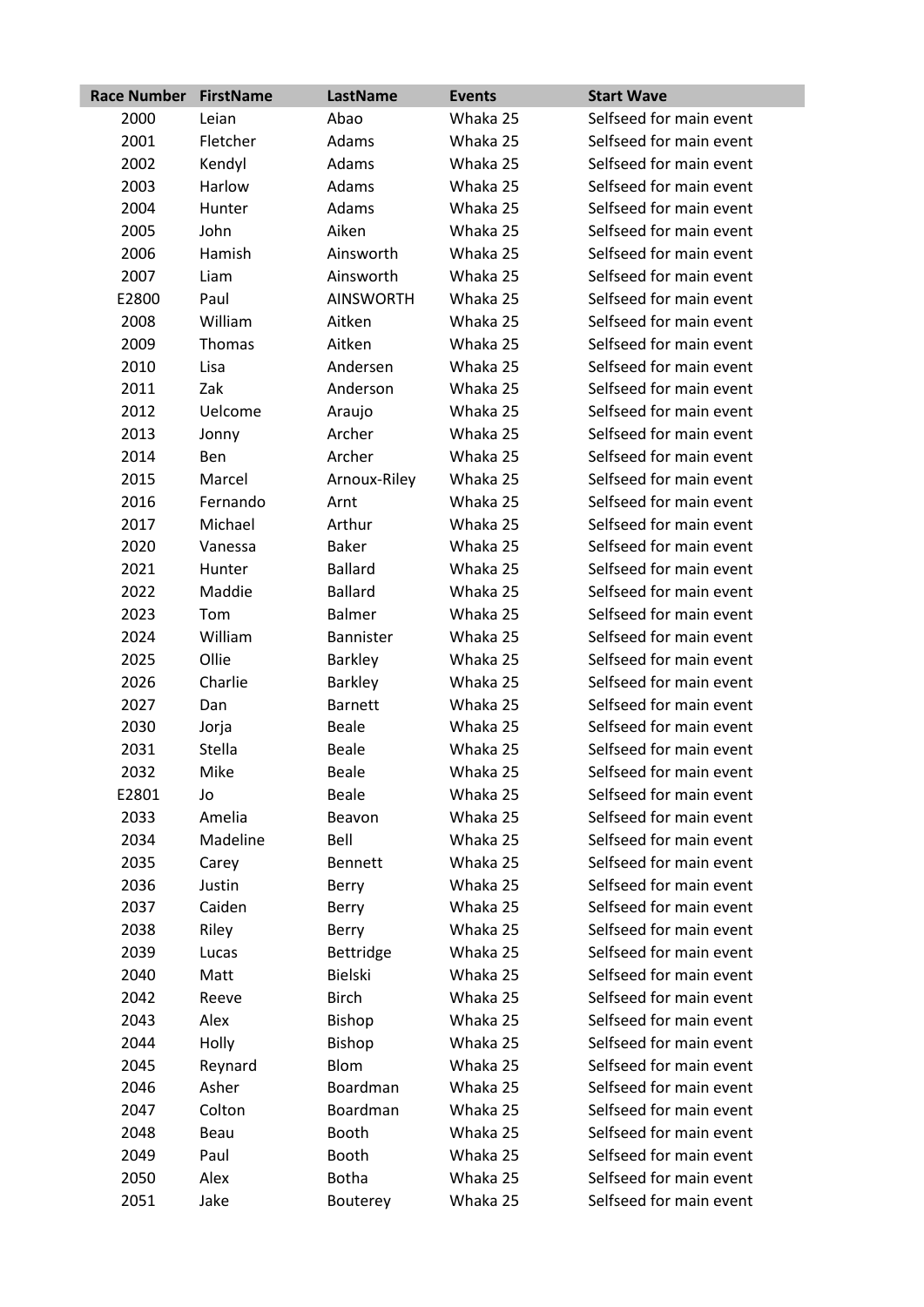| Race Number | FirstName | LastName | Events | Start Wave |
|---|---|---|---|---|
| 2000 | Leian | Abao | Whaka 25 | Selfseed for main event |
| 2001 | Fletcher | Adams | Whaka 25 | Selfseed for main event |
| 2002 | Kendyl | Adams | Whaka 25 | Selfseed for main event |
| 2003 | Harlow | Adams | Whaka 25 | Selfseed for main event |
| 2004 | Hunter | Adams | Whaka 25 | Selfseed for main event |
| 2005 | John | Aiken | Whaka 25 | Selfseed for main event |
| 2006 | Hamish | Ainsworth | Whaka 25 | Selfseed for main event |
| 2007 | Liam | Ainsworth | Whaka 25 | Selfseed for main event |
| E2800 | Paul | AINSWORTH | Whaka 25 | Selfseed for main event |
| 2008 | William | Aitken | Whaka 25 | Selfseed for main event |
| 2009 | Thomas | Aitken | Whaka 25 | Selfseed for main event |
| 2010 | Lisa | Andersen | Whaka 25 | Selfseed for main event |
| 2011 | Zak | Anderson | Whaka 25 | Selfseed for main event |
| 2012 | Uelcome | Araujo | Whaka 25 | Selfseed for main event |
| 2013 | Jonny | Archer | Whaka 25 | Selfseed for main event |
| 2014 | Ben | Archer | Whaka 25 | Selfseed for main event |
| 2015 | Marcel | Arnoux-Riley | Whaka 25 | Selfseed for main event |
| 2016 | Fernando | Arnt | Whaka 25 | Selfseed for main event |
| 2017 | Michael | Arthur | Whaka 25 | Selfseed for main event |
| 2020 | Vanessa | Baker | Whaka 25 | Selfseed for main event |
| 2021 | Hunter | Ballard | Whaka 25 | Selfseed for main event |
| 2022 | Maddie | Ballard | Whaka 25 | Selfseed for main event |
| 2023 | Tom | Balmer | Whaka 25 | Selfseed for main event |
| 2024 | William | Bannister | Whaka 25 | Selfseed for main event |
| 2025 | Ollie | Barkley | Whaka 25 | Selfseed for main event |
| 2026 | Charlie | Barkley | Whaka 25 | Selfseed for main event |
| 2027 | Dan | Barnett | Whaka 25 | Selfseed for main event |
| 2030 | Jorja | Beale | Whaka 25 | Selfseed for main event |
| 2031 | Stella | Beale | Whaka 25 | Selfseed for main event |
| 2032 | Mike | Beale | Whaka 25 | Selfseed for main event |
| E2801 | Jo | Beale | Whaka 25 | Selfseed for main event |
| 2033 | Amelia | Beavon | Whaka 25 | Selfseed for main event |
| 2034 | Madeline | Bell | Whaka 25 | Selfseed for main event |
| 2035 | Carey | Bennett | Whaka 25 | Selfseed for main event |
| 2036 | Justin | Berry | Whaka 25 | Selfseed for main event |
| 2037 | Caiden | Berry | Whaka 25 | Selfseed for main event |
| 2038 | Riley | Berry | Whaka 25 | Selfseed for main event |
| 2039 | Lucas | Bettridge | Whaka 25 | Selfseed for main event |
| 2040 | Matt | Bielski | Whaka 25 | Selfseed for main event |
| 2042 | Reeve | Birch | Whaka 25 | Selfseed for main event |
| 2043 | Alex | Bishop | Whaka 25 | Selfseed for main event |
| 2044 | Holly | Bishop | Whaka 25 | Selfseed for main event |
| 2045 | Reynard | Blom | Whaka 25 | Selfseed for main event |
| 2046 | Asher | Boardman | Whaka 25 | Selfseed for main event |
| 2047 | Colton | Boardman | Whaka 25 | Selfseed for main event |
| 2048 | Beau | Booth | Whaka 25 | Selfseed for main event |
| 2049 | Paul | Booth | Whaka 25 | Selfseed for main event |
| 2050 | Alex | Botha | Whaka 25 | Selfseed for main event |
| 2051 | Jake | Bouterey | Whaka 25 | Selfseed for main event |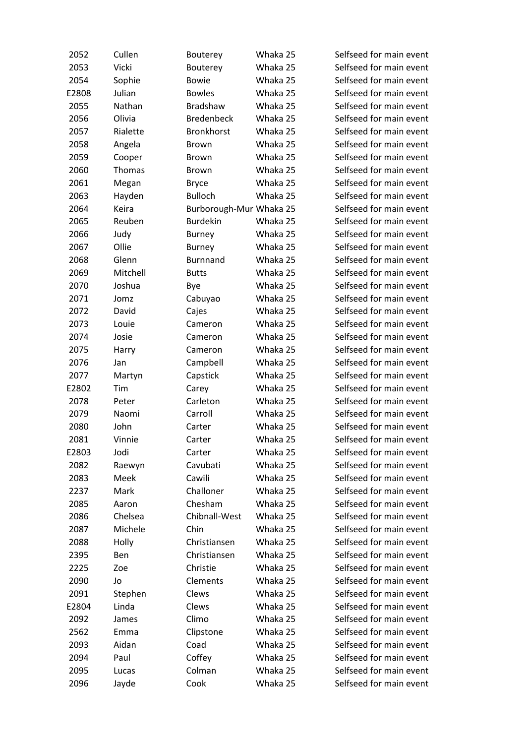| | | | | |
|---|---|---|---|---|
| 2052 | Cullen | Bouterey | Whaka 25 | Selfseed for main event |
| 2053 | Vicki | Bouterey | Whaka 25 | Selfseed for main event |
| 2054 | Sophie | Bowie | Whaka 25 | Selfseed for main event |
| E2808 | Julian | Bowles | Whaka 25 | Selfseed for main event |
| 2055 | Nathan | Bradshaw | Whaka 25 | Selfseed for main event |
| 2056 | Olivia | Bredenbeck | Whaka 25 | Selfseed for main event |
| 2057 | Rialette | Bronkhorst | Whaka 25 | Selfseed for main event |
| 2058 | Angela | Brown | Whaka 25 | Selfseed for main event |
| 2059 | Cooper | Brown | Whaka 25 | Selfseed for main event |
| 2060 | Thomas | Brown | Whaka 25 | Selfseed for main event |
| 2061 | Megan | Bryce | Whaka 25 | Selfseed for main event |
| 2063 | Hayden | Bulloch | Whaka 25 | Selfseed for main event |
| 2064 | Keira | Burborough-Mur | Whaka 25 | Selfseed for main event |
| 2065 | Reuben | Burdekin | Whaka 25 | Selfseed for main event |
| 2066 | Judy | Burney | Whaka 25 | Selfseed for main event |
| 2067 | Ollie | Burney | Whaka 25 | Selfseed for main event |
| 2068 | Glenn | Burnnand | Whaka 25 | Selfseed for main event |
| 2069 | Mitchell | Butts | Whaka 25 | Selfseed for main event |
| 2070 | Joshua | Bye | Whaka 25 | Selfseed for main event |
| 2071 | Jomz | Cabuyao | Whaka 25 | Selfseed for main event |
| 2072 | David | Cajes | Whaka 25 | Selfseed for main event |
| 2073 | Louie | Cameron | Whaka 25 | Selfseed for main event |
| 2074 | Josie | Cameron | Whaka 25 | Selfseed for main event |
| 2075 | Harry | Cameron | Whaka 25 | Selfseed for main event |
| 2076 | Jan | Campbell | Whaka 25 | Selfseed for main event |
| 2077 | Martyn | Capstick | Whaka 25 | Selfseed for main event |
| E2802 | Tim | Carey | Whaka 25 | Selfseed for main event |
| 2078 | Peter | Carleton | Whaka 25 | Selfseed for main event |
| 2079 | Naomi | Carroll | Whaka 25 | Selfseed for main event |
| 2080 | John | Carter | Whaka 25 | Selfseed for main event |
| 2081 | Vinnie | Carter | Whaka 25 | Selfseed for main event |
| E2803 | Jodi | Carter | Whaka 25 | Selfseed for main event |
| 2082 | Raewyn | Cavubati | Whaka 25 | Selfseed for main event |
| 2083 | Meek | Cawili | Whaka 25 | Selfseed for main event |
| 2237 | Mark | Challoner | Whaka 25 | Selfseed for main event |
| 2085 | Aaron | Chesham | Whaka 25 | Selfseed for main event |
| 2086 | Chelsea | Chibnall-West | Whaka 25 | Selfseed for main event |
| 2087 | Michele | Chin | Whaka 25 | Selfseed for main event |
| 2088 | Holly | Christiansen | Whaka 25 | Selfseed for main event |
| 2395 | Ben | Christiansen | Whaka 25 | Selfseed for main event |
| 2225 | Zoe | Christie | Whaka 25 | Selfseed for main event |
| 2090 | Jo | Clements | Whaka 25 | Selfseed for main event |
| 2091 | Stephen | Clews | Whaka 25 | Selfseed for main event |
| E2804 | Linda | Clews | Whaka 25 | Selfseed for main event |
| 2092 | James | Climo | Whaka 25 | Selfseed for main event |
| 2562 | Emma | Clipstone | Whaka 25 | Selfseed for main event |
| 2093 | Aidan | Coad | Whaka 25 | Selfseed for main event |
| 2094 | Paul | Coffey | Whaka 25 | Selfseed for main event |
| 2095 | Lucas | Colman | Whaka 25 | Selfseed for main event |
| 2096 | Jayde | Cook | Whaka 25 | Selfseed for main event |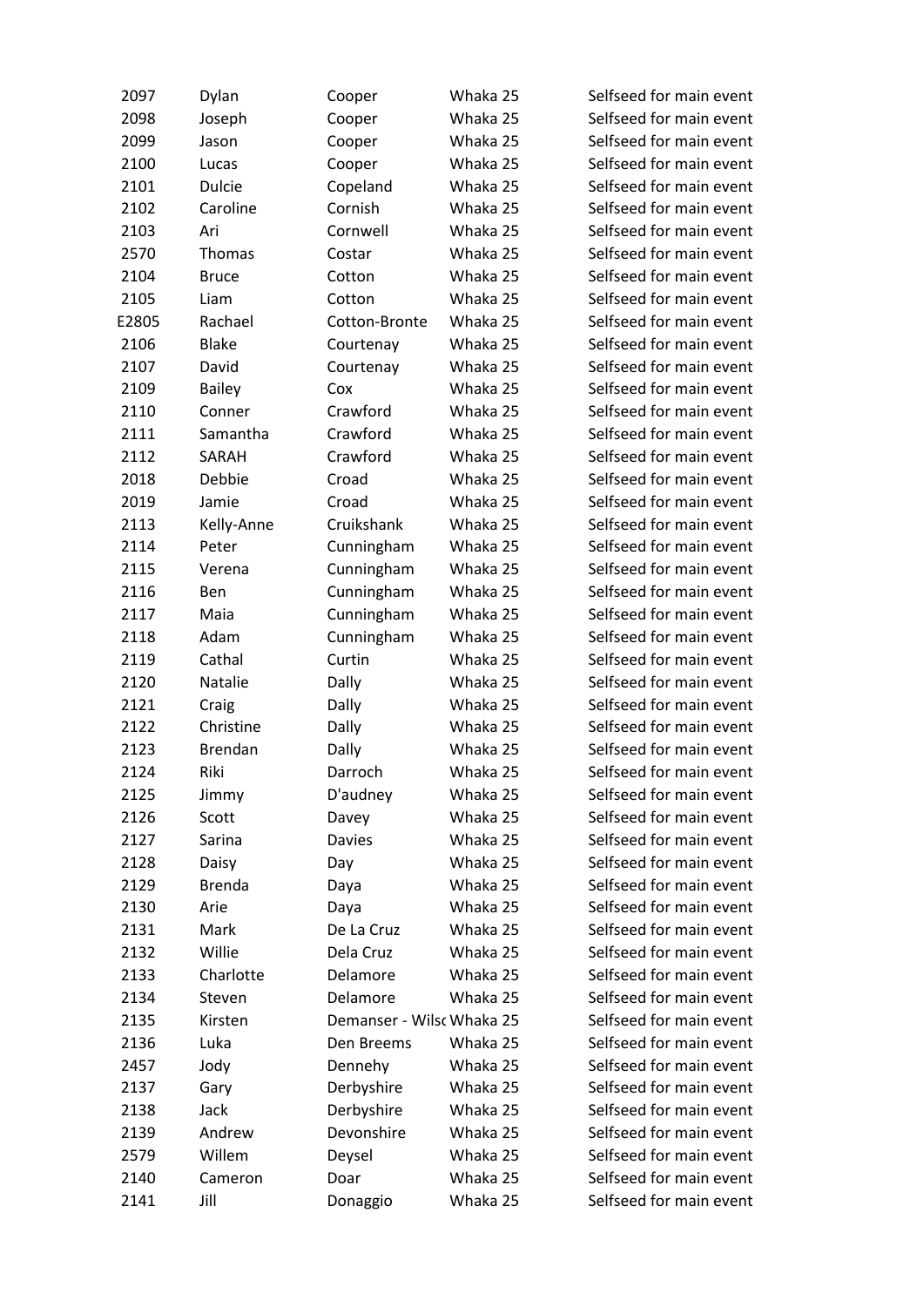| | | | | |
|---|---|---|---|---|
| 2097 | Dylan | Cooper | Whaka 25 | Selfseed for main event |
| 2098 | Joseph | Cooper | Whaka 25 | Selfseed for main event |
| 2099 | Jason | Cooper | Whaka 25 | Selfseed for main event |
| 2100 | Lucas | Cooper | Whaka 25 | Selfseed for main event |
| 2101 | Dulcie | Copeland | Whaka 25 | Selfseed for main event |
| 2102 | Caroline | Cornish | Whaka 25 | Selfseed for main event |
| 2103 | Ari | Cornwell | Whaka 25 | Selfseed for main event |
| 2570 | Thomas | Costar | Whaka 25 | Selfseed for main event |
| 2104 | Bruce | Cotton | Whaka 25 | Selfseed for main event |
| 2105 | Liam | Cotton | Whaka 25 | Selfseed for main event |
| E2805 | Rachael | Cotton-Bronte | Whaka 25 | Selfseed for main event |
| 2106 | Blake | Courtenay | Whaka 25 | Selfseed for main event |
| 2107 | David | Courtenay | Whaka 25 | Selfseed for main event |
| 2109 | Bailey | Cox | Whaka 25 | Selfseed for main event |
| 2110 | Conner | Crawford | Whaka 25 | Selfseed for main event |
| 2111 | Samantha | Crawford | Whaka 25 | Selfseed for main event |
| 2112 | SARAH | Crawford | Whaka 25 | Selfseed for main event |
| 2018 | Debbie | Croad | Whaka 25 | Selfseed for main event |
| 2019 | Jamie | Croad | Whaka 25 | Selfseed for main event |
| 2113 | Kelly-Anne | Cruikshank | Whaka 25 | Selfseed for main event |
| 2114 | Peter | Cunningham | Whaka 25 | Selfseed for main event |
| 2115 | Verena | Cunningham | Whaka 25 | Selfseed for main event |
| 2116 | Ben | Cunningham | Whaka 25 | Selfseed for main event |
| 2117 | Maia | Cunningham | Whaka 25 | Selfseed for main event |
| 2118 | Adam | Cunningham | Whaka 25 | Selfseed for main event |
| 2119 | Cathal | Curtin | Whaka 25 | Selfseed for main event |
| 2120 | Natalie | Dally | Whaka 25 | Selfseed for main event |
| 2121 | Craig | Dally | Whaka 25 | Selfseed for main event |
| 2122 | Christine | Dally | Whaka 25 | Selfseed for main event |
| 2123 | Brendan | Dally | Whaka 25 | Selfseed for main event |
| 2124 | Riki | Darroch | Whaka 25 | Selfseed for main event |
| 2125 | Jimmy | D'audney | Whaka 25 | Selfseed for main event |
| 2126 | Scott | Davey | Whaka 25 | Selfseed for main event |
| 2127 | Sarina | Davies | Whaka 25 | Selfseed for main event |
| 2128 | Daisy | Day | Whaka 25 | Selfseed for main event |
| 2129 | Brenda | Daya | Whaka 25 | Selfseed for main event |
| 2130 | Arie | Daya | Whaka 25 | Selfseed for main event |
| 2131 | Mark | De La Cruz | Whaka 25 | Selfseed for main event |
| 2132 | Willie | Dela Cruz | Whaka 25 | Selfseed for main event |
| 2133 | Charlotte | Delamore | Whaka 25 | Selfseed for main event |
| 2134 | Steven | Delamore | Whaka 25 | Selfseed for main event |
| 2135 | Kirsten | Demanser - Wilsc | Whaka 25 | Selfseed for main event |
| 2136 | Luka | Den Breems | Whaka 25 | Selfseed for main event |
| 2457 | Jody | Dennehy | Whaka 25 | Selfseed for main event |
| 2137 | Gary | Derbyshire | Whaka 25 | Selfseed for main event |
| 2138 | Jack | Derbyshire | Whaka 25 | Selfseed for main event |
| 2139 | Andrew | Devonshire | Whaka 25 | Selfseed for main event |
| 2579 | Willem | Deysel | Whaka 25 | Selfseed for main event |
| 2140 | Cameron | Doar | Whaka 25 | Selfseed for main event |
| 2141 | Jill | Donaggio | Whaka 25 | Selfseed for main event |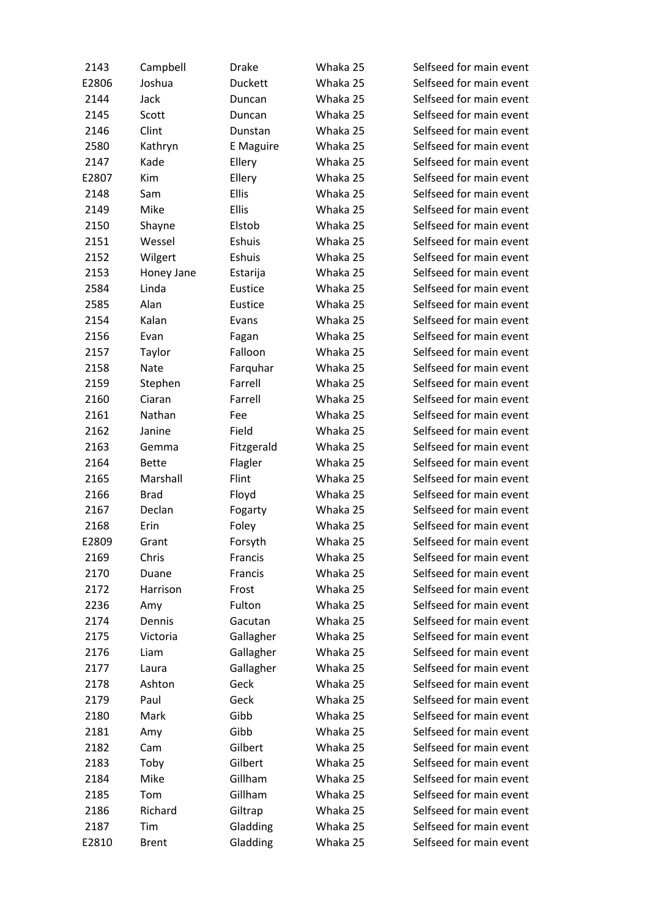| 2143 | Campbell | Drake | Whaka 25 | Selfseed for main event |
|---|---|---|---|---|
| E2806 | Joshua | Duckett | Whaka 25 | Selfseed for main event |
| 2144 | Jack | Duncan | Whaka 25 | Selfseed for main event |
| 2145 | Scott | Duncan | Whaka 25 | Selfseed for main event |
| 2146 | Clint | Dunstan | Whaka 25 | Selfseed for main event |
| 2580 | Kathryn | E Maguire | Whaka 25 | Selfseed for main event |
| 2147 | Kade | Ellery | Whaka 25 | Selfseed for main event |
| E2807 | Kim | Ellery | Whaka 25 | Selfseed for main event |
| 2148 | Sam | Ellis | Whaka 25 | Selfseed for main event |
| 2149 | Mike | Ellis | Whaka 25 | Selfseed for main event |
| 2150 | Shayne | Elstob | Whaka 25 | Selfseed for main event |
| 2151 | Wessel | Eshuis | Whaka 25 | Selfseed for main event |
| 2152 | Wilgert | Eshuis | Whaka 25 | Selfseed for main event |
| 2153 | Honey Jane | Estarija | Whaka 25 | Selfseed for main event |
| 2584 | Linda | Eustice | Whaka 25 | Selfseed for main event |
| 2585 | Alan | Eustice | Whaka 25 | Selfseed for main event |
| 2154 | Kalan | Evans | Whaka 25 | Selfseed for main event |
| 2156 | Evan | Fagan | Whaka 25 | Selfseed for main event |
| 2157 | Taylor | Falloon | Whaka 25 | Selfseed for main event |
| 2158 | Nate | Farquhar | Whaka 25 | Selfseed for main event |
| 2159 | Stephen | Farrell | Whaka 25 | Selfseed for main event |
| 2160 | Ciaran | Farrell | Whaka 25 | Selfseed for main event |
| 2161 | Nathan | Fee | Whaka 25 | Selfseed for main event |
| 2162 | Janine | Field | Whaka 25 | Selfseed for main event |
| 2163 | Gemma | Fitzgerald | Whaka 25 | Selfseed for main event |
| 2164 | Bette | Flagler | Whaka 25 | Selfseed for main event |
| 2165 | Marshall | Flint | Whaka 25 | Selfseed for main event |
| 2166 | Brad | Floyd | Whaka 25 | Selfseed for main event |
| 2167 | Declan | Fogarty | Whaka 25 | Selfseed for main event |
| 2168 | Erin | Foley | Whaka 25 | Selfseed for main event |
| E2809 | Grant | Forsyth | Whaka 25 | Selfseed for main event |
| 2169 | Chris | Francis | Whaka 25 | Selfseed for main event |
| 2170 | Duane | Francis | Whaka 25 | Selfseed for main event |
| 2172 | Harrison | Frost | Whaka 25 | Selfseed for main event |
| 2236 | Amy | Fulton | Whaka 25 | Selfseed for main event |
| 2174 | Dennis | Gacutan | Whaka 25 | Selfseed for main event |
| 2175 | Victoria | Gallagher | Whaka 25 | Selfseed for main event |
| 2176 | Liam | Gallagher | Whaka 25 | Selfseed for main event |
| 2177 | Laura | Gallagher | Whaka 25 | Selfseed for main event |
| 2178 | Ashton | Geck | Whaka 25 | Selfseed for main event |
| 2179 | Paul | Geck | Whaka 25 | Selfseed for main event |
| 2180 | Mark | Gibb | Whaka 25 | Selfseed for main event |
| 2181 | Amy | Gibb | Whaka 25 | Selfseed for main event |
| 2182 | Cam | Gilbert | Whaka 25 | Selfseed for main event |
| 2183 | Toby | Gilbert | Whaka 25 | Selfseed for main event |
| 2184 | Mike | Gillham | Whaka 25 | Selfseed for main event |
| 2185 | Tom | Gillham | Whaka 25 | Selfseed for main event |
| 2186 | Richard | Giltrap | Whaka 25 | Selfseed for main event |
| 2187 | Tim | Gladding | Whaka 25 | Selfseed for main event |
| E2810 | Brent | Gladding | Whaka 25 | Selfseed for main event |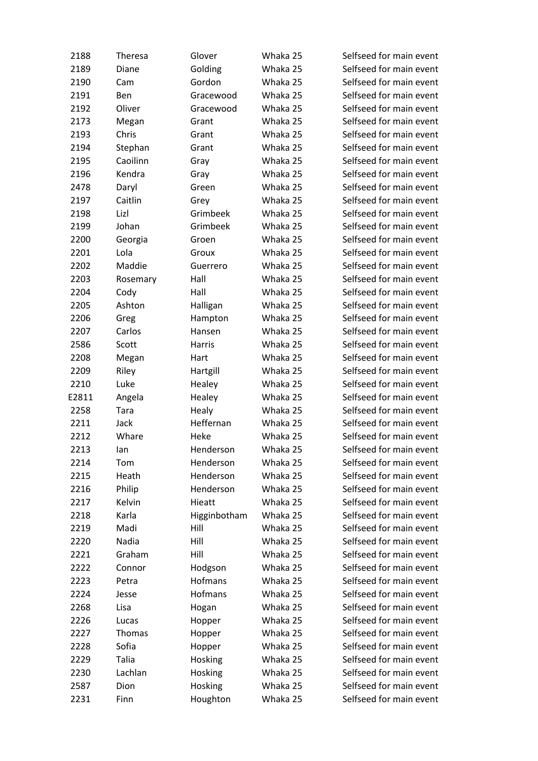| 2188 | Theresa | Glover | Whaka 25 | Selfseed for main event |
|---|---|---|---|---|
| 2189 | Diane | Golding | Whaka 25 | Selfseed for main event |
| 2190 | Cam | Gordon | Whaka 25 | Selfseed for main event |
| 2191 | Ben | Gracewood | Whaka 25 | Selfseed for main event |
| 2192 | Oliver | Gracewood | Whaka 25 | Selfseed for main event |
| 2173 | Megan | Grant | Whaka 25 | Selfseed for main event |
| 2193 | Chris | Grant | Whaka 25 | Selfseed for main event |
| 2194 | Stephan | Grant | Whaka 25 | Selfseed for main event |
| 2195 | Caoilinn | Gray | Whaka 25 | Selfseed for main event |
| 2196 | Kendra | Gray | Whaka 25 | Selfseed for main event |
| 2478 | Daryl | Green | Whaka 25 | Selfseed for main event |
| 2197 | Caitlin | Grey | Whaka 25 | Selfseed for main event |
| 2198 | Lizl | Grimbeek | Whaka 25 | Selfseed for main event |
| 2199 | Johan | Grimbeek | Whaka 25 | Selfseed for main event |
| 2200 | Georgia | Groen | Whaka 25 | Selfseed for main event |
| 2201 | Lola | Groux | Whaka 25 | Selfseed for main event |
| 2202 | Maddie | Guerrero | Whaka 25 | Selfseed for main event |
| 2203 | Rosemary | Hall | Whaka 25 | Selfseed for main event |
| 2204 | Cody | Hall | Whaka 25 | Selfseed for main event |
| 2205 | Ashton | Halligan | Whaka 25 | Selfseed for main event |
| 2206 | Greg | Hampton | Whaka 25 | Selfseed for main event |
| 2207 | Carlos | Hansen | Whaka 25 | Selfseed for main event |
| 2586 | Scott | Harris | Whaka 25 | Selfseed for main event |
| 2208 | Megan | Hart | Whaka 25 | Selfseed for main event |
| 2209 | Riley | Hartgill | Whaka 25 | Selfseed for main event |
| 2210 | Luke | Healey | Whaka 25 | Selfseed for main event |
| E2811 | Angela | Healey | Whaka 25 | Selfseed for main event |
| 2258 | Tara | Healy | Whaka 25 | Selfseed for main event |
| 2211 | Jack | Heffernan | Whaka 25 | Selfseed for main event |
| 2212 | Whare | Heke | Whaka 25 | Selfseed for main event |
| 2213 | Ian | Henderson | Whaka 25 | Selfseed for main event |
| 2214 | Tom | Henderson | Whaka 25 | Selfseed for main event |
| 2215 | Heath | Henderson | Whaka 25 | Selfseed for main event |
| 2216 | Philip | Henderson | Whaka 25 | Selfseed for main event |
| 2217 | Kelvin | Hieatt | Whaka 25 | Selfseed for main event |
| 2218 | Karla | Higginbotham | Whaka 25 | Selfseed for main event |
| 2219 | Madi | Hill | Whaka 25 | Selfseed for main event |
| 2220 | Nadia | Hill | Whaka 25 | Selfseed for main event |
| 2221 | Graham | Hill | Whaka 25 | Selfseed for main event |
| 2222 | Connor | Hodgson | Whaka 25 | Selfseed for main event |
| 2223 | Petra | Hofmans | Whaka 25 | Selfseed for main event |
| 2224 | Jesse | Hofmans | Whaka 25 | Selfseed for main event |
| 2268 | Lisa | Hogan | Whaka 25 | Selfseed for main event |
| 2226 | Lucas | Hopper | Whaka 25 | Selfseed for main event |
| 2227 | Thomas | Hopper | Whaka 25 | Selfseed for main event |
| 2228 | Sofia | Hopper | Whaka 25 | Selfseed for main event |
| 2229 | Talia | Hosking | Whaka 25 | Selfseed for main event |
| 2230 | Lachlan | Hosking | Whaka 25 | Selfseed for main event |
| 2587 | Dion | Hosking | Whaka 25 | Selfseed for main event |
| 2231 | Finn | Houghton | Whaka 25 | Selfseed for main event |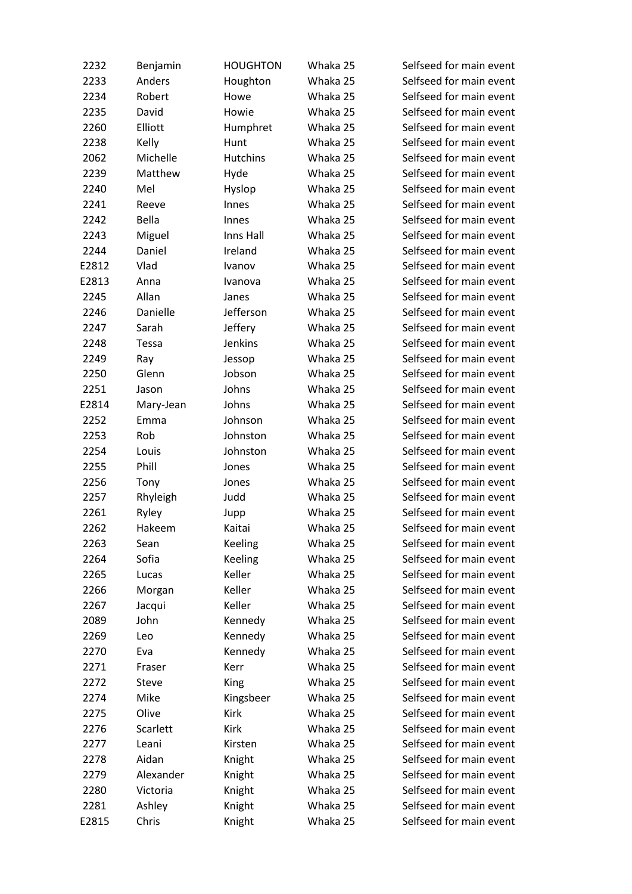| 2232 | Benjamin | HOUGHTON | Whaka 25 | Selfseed for main event |
|---|---|---|---|---|
| 2233 | Anders | Houghton | Whaka 25 | Selfseed for main event |
| 2234 | Robert | Howe | Whaka 25 | Selfseed for main event |
| 2235 | David | Howie | Whaka 25 | Selfseed for main event |
| 2260 | Elliott | Humphret | Whaka 25 | Selfseed for main event |
| 2238 | Kelly | Hunt | Whaka 25 | Selfseed for main event |
| 2062 | Michelle | Hutchins | Whaka 25 | Selfseed for main event |
| 2239 | Matthew | Hyde | Whaka 25 | Selfseed for main event |
| 2240 | Mel | Hyslop | Whaka 25 | Selfseed for main event |
| 2241 | Reeve | Innes | Whaka 25 | Selfseed for main event |
| 2242 | Bella | Innes | Whaka 25 | Selfseed for main event |
| 2243 | Miguel | Inns Hall | Whaka 25 | Selfseed for main event |
| 2244 | Daniel | Ireland | Whaka 25 | Selfseed for main event |
| E2812 | Vlad | Ivanov | Whaka 25 | Selfseed for main event |
| E2813 | Anna | Ivanova | Whaka 25 | Selfseed for main event |
| 2245 | Allan | Janes | Whaka 25 | Selfseed for main event |
| 2246 | Danielle | Jefferson | Whaka 25 | Selfseed for main event |
| 2247 | Sarah | Jeffery | Whaka 25 | Selfseed for main event |
| 2248 | Tessa | Jenkins | Whaka 25 | Selfseed for main event |
| 2249 | Ray | Jessop | Whaka 25 | Selfseed for main event |
| 2250 | Glenn | Jobson | Whaka 25 | Selfseed for main event |
| 2251 | Jason | Johns | Whaka 25 | Selfseed for main event |
| E2814 | Mary-Jean | Johns | Whaka 25 | Selfseed for main event |
| 2252 | Emma | Johnson | Whaka 25 | Selfseed for main event |
| 2253 | Rob | Johnston | Whaka 25 | Selfseed for main event |
| 2254 | Louis | Johnston | Whaka 25 | Selfseed for main event |
| 2255 | Phill | Jones | Whaka 25 | Selfseed for main event |
| 2256 | Tony | Jones | Whaka 25 | Selfseed for main event |
| 2257 | Rhyleigh | Judd | Whaka 25 | Selfseed for main event |
| 2261 | Ryley | Jupp | Whaka 25 | Selfseed for main event |
| 2262 | Hakeem | Kaitai | Whaka 25 | Selfseed for main event |
| 2263 | Sean | Keeling | Whaka 25 | Selfseed for main event |
| 2264 | Sofia | Keeling | Whaka 25 | Selfseed for main event |
| 2265 | Lucas | Keller | Whaka 25 | Selfseed for main event |
| 2266 | Morgan | Keller | Whaka 25 | Selfseed for main event |
| 2267 | Jacqui | Keller | Whaka 25 | Selfseed for main event |
| 2089 | John | Kennedy | Whaka 25 | Selfseed for main event |
| 2269 | Leo | Kennedy | Whaka 25 | Selfseed for main event |
| 2270 | Eva | Kennedy | Whaka 25 | Selfseed for main event |
| 2271 | Fraser | Kerr | Whaka 25 | Selfseed for main event |
| 2272 | Steve | King | Whaka 25 | Selfseed for main event |
| 2274 | Mike | Kingsbeer | Whaka 25 | Selfseed for main event |
| 2275 | Olive | Kirk | Whaka 25 | Selfseed for main event |
| 2276 | Scarlett | Kirk | Whaka 25 | Selfseed for main event |
| 2277 | Leani | Kirsten | Whaka 25 | Selfseed for main event |
| 2278 | Aidan | Knight | Whaka 25 | Selfseed for main event |
| 2279 | Alexander | Knight | Whaka 25 | Selfseed for main event |
| 2280 | Victoria | Knight | Whaka 25 | Selfseed for main event |
| 2281 | Ashley | Knight | Whaka 25 | Selfseed for main event |
| E2815 | Chris | Knight | Whaka 25 | Selfseed for main event |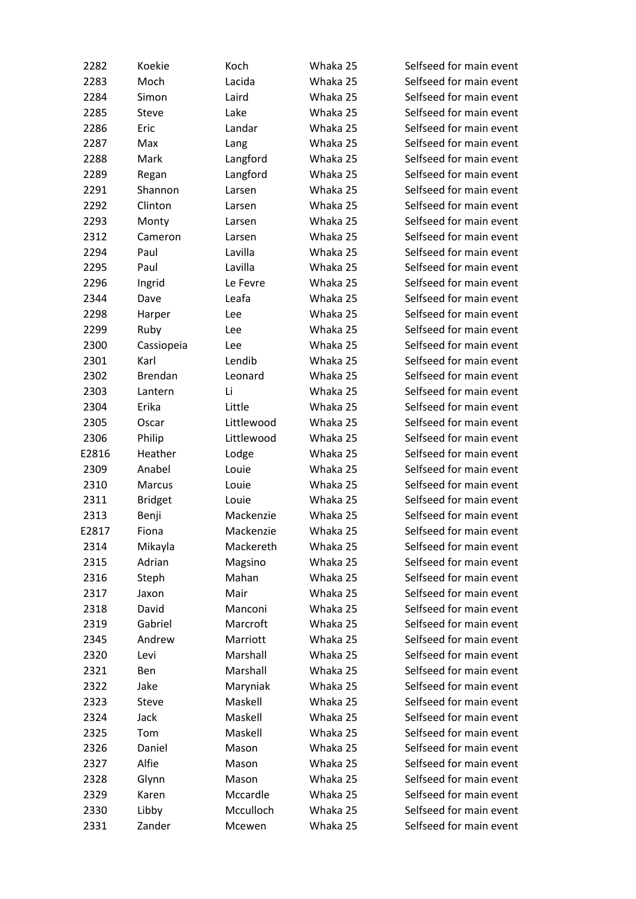| 2282 | Koekie | Koch | Whaka 25 | Selfseed for main event |
|---|---|---|---|---|
| 2283 | Moch | Lacida | Whaka 25 | Selfseed for main event |
| 2284 | Simon | Laird | Whaka 25 | Selfseed for main event |
| 2285 | Steve | Lake | Whaka 25 | Selfseed for main event |
| 2286 | Eric | Landar | Whaka 25 | Selfseed for main event |
| 2287 | Max | Lang | Whaka 25 | Selfseed for main event |
| 2288 | Mark | Langford | Whaka 25 | Selfseed for main event |
| 2289 | Regan | Langford | Whaka 25 | Selfseed for main event |
| 2291 | Shannon | Larsen | Whaka 25 | Selfseed for main event |
| 2292 | Clinton | Larsen | Whaka 25 | Selfseed for main event |
| 2293 | Monty | Larsen | Whaka 25 | Selfseed for main event |
| 2312 | Cameron | Larsen | Whaka 25 | Selfseed for main event |
| 2294 | Paul | Lavilla | Whaka 25 | Selfseed for main event |
| 2295 | Paul | Lavilla | Whaka 25 | Selfseed for main event |
| 2296 | Ingrid | Le Fevre | Whaka 25 | Selfseed for main event |
| 2344 | Dave | Leafa | Whaka 25 | Selfseed for main event |
| 2298 | Harper | Lee | Whaka 25 | Selfseed for main event |
| 2299 | Ruby | Lee | Whaka 25 | Selfseed for main event |
| 2300 | Cassiopeia | Lee | Whaka 25 | Selfseed for main event |
| 2301 | Karl | Lendib | Whaka 25 | Selfseed for main event |
| 2302 | Brendan | Leonard | Whaka 25 | Selfseed for main event |
| 2303 | Lantern | Li | Whaka 25 | Selfseed for main event |
| 2304 | Erika | Little | Whaka 25 | Selfseed for main event |
| 2305 | Oscar | Littlewood | Whaka 25 | Selfseed for main event |
| 2306 | Philip | Littlewood | Whaka 25 | Selfseed for main event |
| E2816 | Heather | Lodge | Whaka 25 | Selfseed for main event |
| 2309 | Anabel | Louie | Whaka 25 | Selfseed for main event |
| 2310 | Marcus | Louie | Whaka 25 | Selfseed for main event |
| 2311 | Bridget | Louie | Whaka 25 | Selfseed for main event |
| 2313 | Benji | Mackenzie | Whaka 25 | Selfseed for main event |
| E2817 | Fiona | Mackenzie | Whaka 25 | Selfseed for main event |
| 2314 | Mikayla | Mackereth | Whaka 25 | Selfseed for main event |
| 2315 | Adrian | Magsino | Whaka 25 | Selfseed for main event |
| 2316 | Steph | Mahan | Whaka 25 | Selfseed for main event |
| 2317 | Jaxon | Mair | Whaka 25 | Selfseed for main event |
| 2318 | David | Manconi | Whaka 25 | Selfseed for main event |
| 2319 | Gabriel | Marcroft | Whaka 25 | Selfseed for main event |
| 2345 | Andrew | Marriott | Whaka 25 | Selfseed for main event |
| 2320 | Levi | Marshall | Whaka 25 | Selfseed for main event |
| 2321 | Ben | Marshall | Whaka 25 | Selfseed for main event |
| 2322 | Jake | Maryniak | Whaka 25 | Selfseed for main event |
| 2323 | Steve | Maskell | Whaka 25 | Selfseed for main event |
| 2324 | Jack | Maskell | Whaka 25 | Selfseed for main event |
| 2325 | Tom | Maskell | Whaka 25 | Selfseed for main event |
| 2326 | Daniel | Mason | Whaka 25 | Selfseed for main event |
| 2327 | Alfie | Mason | Whaka 25 | Selfseed for main event |
| 2328 | Glynn | Mason | Whaka 25 | Selfseed for main event |
| 2329 | Karen | Mccardle | Whaka 25 | Selfseed for main event |
| 2330 | Libby | Mcculloch | Whaka 25 | Selfseed for main event |
| 2331 | Zander | Mcewen | Whaka 25 | Selfseed for main event |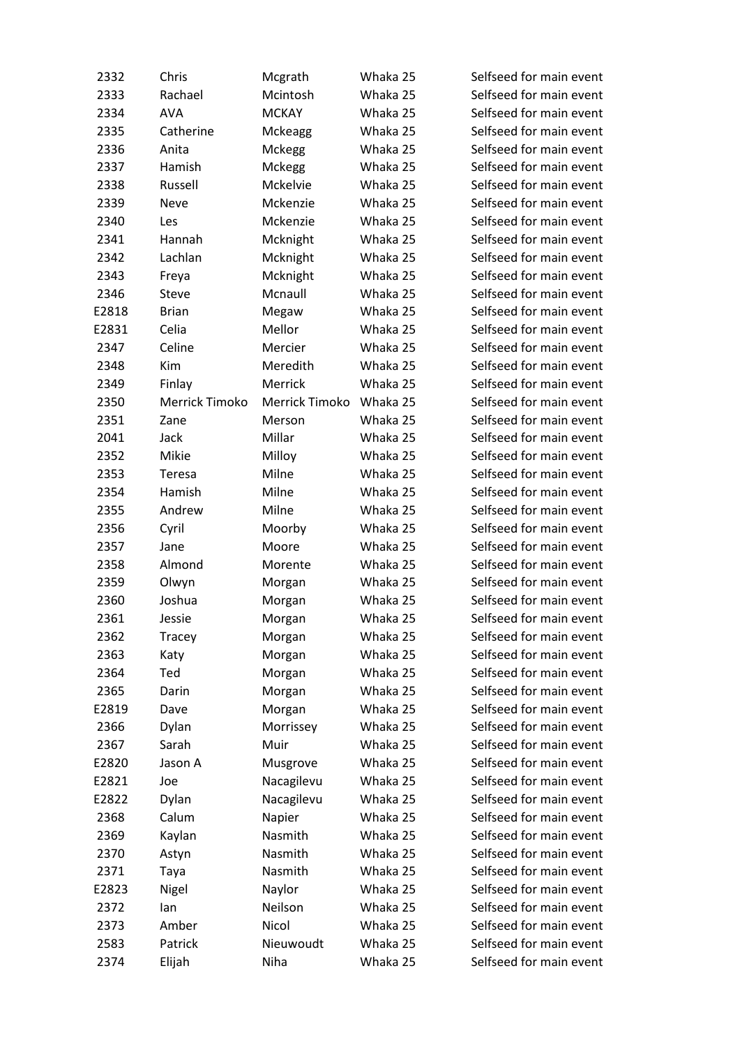| | | | | |
|---|---|---|---|---|
| 2332 | Chris | Mcgrath | Whaka 25 | Selfseed for main event |
| 2333 | Rachael | Mcintosh | Whaka 25 | Selfseed for main event |
| 2334 | AVA | MCKAY | Whaka 25 | Selfseed for main event |
| 2335 | Catherine | Mckeagg | Whaka 25 | Selfseed for main event |
| 2336 | Anita | Mckegg | Whaka 25 | Selfseed for main event |
| 2337 | Hamish | Mckegg | Whaka 25 | Selfseed for main event |
| 2338 | Russell | Mckelvie | Whaka 25 | Selfseed for main event |
| 2339 | Neve | Mckenzie | Whaka 25 | Selfseed for main event |
| 2340 | Les | Mckenzie | Whaka 25 | Selfseed for main event |
| 2341 | Hannah | Mcknight | Whaka 25 | Selfseed for main event |
| 2342 | Lachlan | Mcknight | Whaka 25 | Selfseed for main event |
| 2343 | Freya | Mcknight | Whaka 25 | Selfseed for main event |
| 2346 | Steve | Mcnaull | Whaka 25 | Selfseed for main event |
| E2818 | Brian | Megaw | Whaka 25 | Selfseed for main event |
| E2831 | Celia | Mellor | Whaka 25 | Selfseed for main event |
| 2347 | Celine | Mercier | Whaka 25 | Selfseed for main event |
| 2348 | Kim | Meredith | Whaka 25 | Selfseed for main event |
| 2349 | Finlay | Merrick | Whaka 25 | Selfseed for main event |
| 2350 | Merrick Timoko | Merrick Timoko | Whaka 25 | Selfseed for main event |
| 2351 | Zane | Merson | Whaka 25 | Selfseed for main event |
| 2041 | Jack | Millar | Whaka 25 | Selfseed for main event |
| 2352 | Mikie | Milloy | Whaka 25 | Selfseed for main event |
| 2353 | Teresa | Milne | Whaka 25 | Selfseed for main event |
| 2354 | Hamish | Milne | Whaka 25 | Selfseed for main event |
| 2355 | Andrew | Milne | Whaka 25 | Selfseed for main event |
| 2356 | Cyril | Moorby | Whaka 25 | Selfseed for main event |
| 2357 | Jane | Moore | Whaka 25 | Selfseed for main event |
| 2358 | Almond | Morente | Whaka 25 | Selfseed for main event |
| 2359 | Olwyn | Morgan | Whaka 25 | Selfseed for main event |
| 2360 | Joshua | Morgan | Whaka 25 | Selfseed for main event |
| 2361 | Jessie | Morgan | Whaka 25 | Selfseed for main event |
| 2362 | Tracey | Morgan | Whaka 25 | Selfseed for main event |
| 2363 | Katy | Morgan | Whaka 25 | Selfseed for main event |
| 2364 | Ted | Morgan | Whaka 25 | Selfseed for main event |
| 2365 | Darin | Morgan | Whaka 25 | Selfseed for main event |
| E2819 | Dave | Morgan | Whaka 25 | Selfseed for main event |
| 2366 | Dylan | Morrissey | Whaka 25 | Selfseed for main event |
| 2367 | Sarah | Muir | Whaka 25 | Selfseed for main event |
| E2820 | Jason A | Musgrove | Whaka 25 | Selfseed for main event |
| E2821 | Joe | Nacagilevu | Whaka 25 | Selfseed for main event |
| E2822 | Dylan | Nacagilevu | Whaka 25 | Selfseed for main event |
| 2368 | Calum | Napier | Whaka 25 | Selfseed for main event |
| 2369 | Kaylan | Nasmith | Whaka 25 | Selfseed for main event |
| 2370 | Astyn | Nasmith | Whaka 25 | Selfseed for main event |
| 2371 | Taya | Nasmith | Whaka 25 | Selfseed for main event |
| E2823 | Nigel | Naylor | Whaka 25 | Selfseed for main event |
| 2372 | Ian | Neilson | Whaka 25 | Selfseed for main event |
| 2373 | Amber | Nicol | Whaka 25 | Selfseed for main event |
| 2583 | Patrick | Nieuwoudt | Whaka 25 | Selfseed for main event |
| 2374 | Elijah | Niha | Whaka 25 | Selfseed for main event |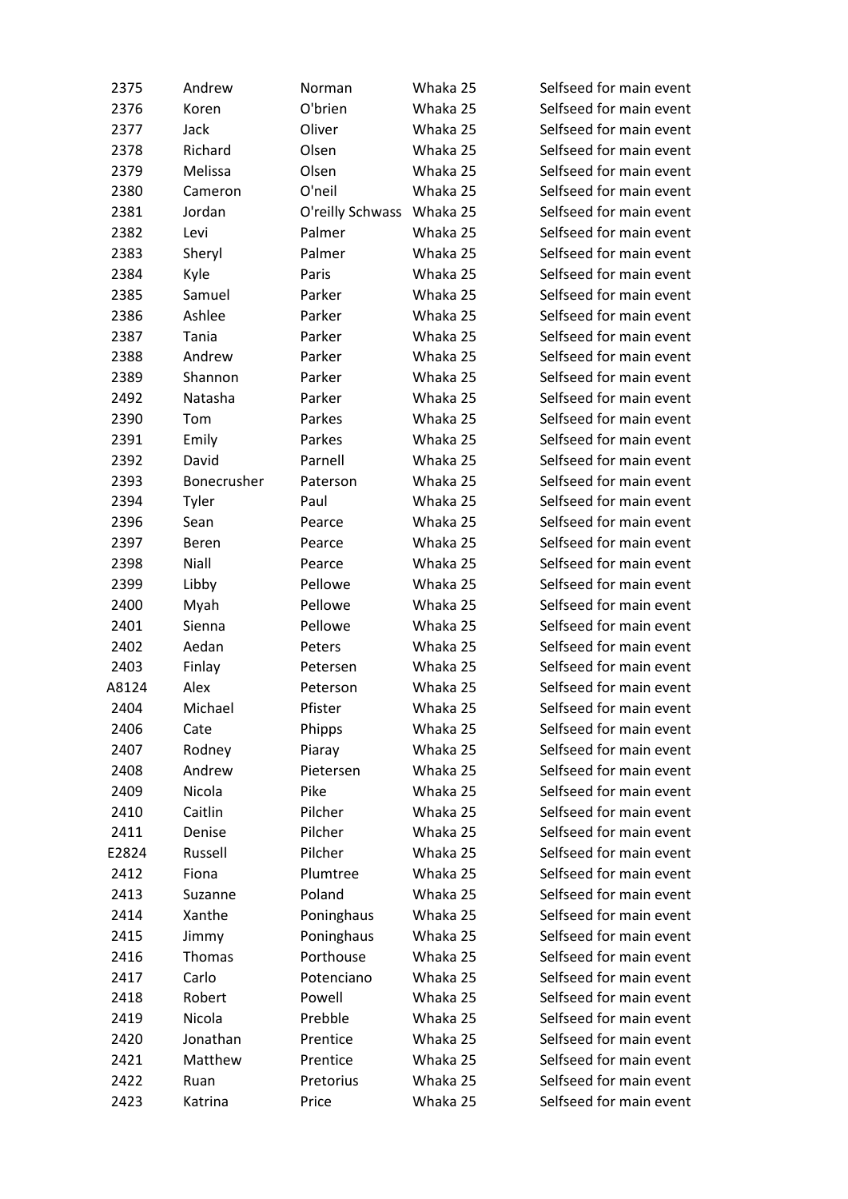| | | | | |
|---|---|---|---|---|
| 2375 | Andrew | Norman | Whaka 25 | Selfseed for main event |
| 2376 | Koren | O'brien | Whaka 25 | Selfseed for main event |
| 2377 | Jack | Oliver | Whaka 25 | Selfseed for main event |
| 2378 | Richard | Olsen | Whaka 25 | Selfseed for main event |
| 2379 | Melissa | Olsen | Whaka 25 | Selfseed for main event |
| 2380 | Cameron | O'neil | Whaka 25 | Selfseed for main event |
| 2381 | Jordan | O'reilly Schwass | Whaka 25 | Selfseed for main event |
| 2382 | Levi | Palmer | Whaka 25 | Selfseed for main event |
| 2383 | Sheryl | Palmer | Whaka 25 | Selfseed for main event |
| 2384 | Kyle | Paris | Whaka 25 | Selfseed for main event |
| 2385 | Samuel | Parker | Whaka 25 | Selfseed for main event |
| 2386 | Ashlee | Parker | Whaka 25 | Selfseed for main event |
| 2387 | Tania | Parker | Whaka 25 | Selfseed for main event |
| 2388 | Andrew | Parker | Whaka 25 | Selfseed for main event |
| 2389 | Shannon | Parker | Whaka 25 | Selfseed for main event |
| 2492 | Natasha | Parker | Whaka 25 | Selfseed for main event |
| 2390 | Tom | Parkes | Whaka 25 | Selfseed for main event |
| 2391 | Emily | Parkes | Whaka 25 | Selfseed for main event |
| 2392 | David | Parnell | Whaka 25 | Selfseed for main event |
| 2393 | Bonecrusher | Paterson | Whaka 25 | Selfseed for main event |
| 2394 | Tyler | Paul | Whaka 25 | Selfseed for main event |
| 2396 | Sean | Pearce | Whaka 25 | Selfseed for main event |
| 2397 | Beren | Pearce | Whaka 25 | Selfseed for main event |
| 2398 | Niall | Pearce | Whaka 25 | Selfseed for main event |
| 2399 | Libby | Pellowe | Whaka 25 | Selfseed for main event |
| 2400 | Myah | Pellowe | Whaka 25 | Selfseed for main event |
| 2401 | Sienna | Pellowe | Whaka 25 | Selfseed for main event |
| 2402 | Aedan | Peters | Whaka 25 | Selfseed for main event |
| 2403 | Finlay | Petersen | Whaka 25 | Selfseed for main event |
| A8124 | Alex | Peterson | Whaka 25 | Selfseed for main event |
| 2404 | Michael | Pfister | Whaka 25 | Selfseed for main event |
| 2406 | Cate | Phipps | Whaka 25 | Selfseed for main event |
| 2407 | Rodney | Piaray | Whaka 25 | Selfseed for main event |
| 2408 | Andrew | Pietersen | Whaka 25 | Selfseed for main event |
| 2409 | Nicola | Pike | Whaka 25 | Selfseed for main event |
| 2410 | Caitlin | Pilcher | Whaka 25 | Selfseed for main event |
| 2411 | Denise | Pilcher | Whaka 25 | Selfseed for main event |
| E2824 | Russell | Pilcher | Whaka 25 | Selfseed for main event |
| 2412 | Fiona | Plumtree | Whaka 25 | Selfseed for main event |
| 2413 | Suzanne | Poland | Whaka 25 | Selfseed for main event |
| 2414 | Xanthe | Poninghaus | Whaka 25 | Selfseed for main event |
| 2415 | Jimmy | Poninghaus | Whaka 25 | Selfseed for main event |
| 2416 | Thomas | Porthouse | Whaka 25 | Selfseed for main event |
| 2417 | Carlo | Potenciano | Whaka 25 | Selfseed for main event |
| 2418 | Robert | Powell | Whaka 25 | Selfseed for main event |
| 2419 | Nicola | Prebble | Whaka 25 | Selfseed for main event |
| 2420 | Jonathan | Prentice | Whaka 25 | Selfseed for main event |
| 2421 | Matthew | Prentice | Whaka 25 | Selfseed for main event |
| 2422 | Ruan | Pretorius | Whaka 25 | Selfseed for main event |
| 2423 | Katrina | Price | Whaka 25 | Selfseed for main event |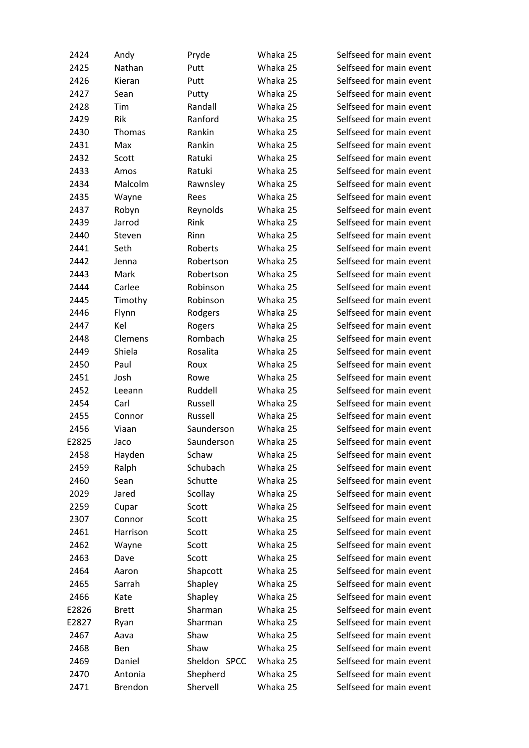| | | | | |
|---|---|---|---|---|
| 2424 | Andy | Pryde | Whaka 25 | Selfseed for main event |
| 2425 | Nathan | Putt | Whaka 25 | Selfseed for main event |
| 2426 | Kieran | Putt | Whaka 25 | Selfseed for main event |
| 2427 | Sean | Putty | Whaka 25 | Selfseed for main event |
| 2428 | Tim | Randall | Whaka 25 | Selfseed for main event |
| 2429 | Rik | Ranford | Whaka 25 | Selfseed for main event |
| 2430 | Thomas | Rankin | Whaka 25 | Selfseed for main event |
| 2431 | Max | Rankin | Whaka 25 | Selfseed for main event |
| 2432 | Scott | Ratuki | Whaka 25 | Selfseed for main event |
| 2433 | Amos | Ratuki | Whaka 25 | Selfseed for main event |
| 2434 | Malcolm | Rawnsley | Whaka 25 | Selfseed for main event |
| 2435 | Wayne | Rees | Whaka 25 | Selfseed for main event |
| 2437 | Robyn | Reynolds | Whaka 25 | Selfseed for main event |
| 2439 | Jarrod | Rink | Whaka 25 | Selfseed for main event |
| 2440 | Steven | Rinn | Whaka 25 | Selfseed for main event |
| 2441 | Seth | Roberts | Whaka 25 | Selfseed for main event |
| 2442 | Jenna | Robertson | Whaka 25 | Selfseed for main event |
| 2443 | Mark | Robertson | Whaka 25 | Selfseed for main event |
| 2444 | Carlee | Robinson | Whaka 25 | Selfseed for main event |
| 2445 | Timothy | Robinson | Whaka 25 | Selfseed for main event |
| 2446 | Flynn | Rodgers | Whaka 25 | Selfseed for main event |
| 2447 | Kel | Rogers | Whaka 25 | Selfseed for main event |
| 2448 | Clemens | Rombach | Whaka 25 | Selfseed for main event |
| 2449 | Shiela | Rosalita | Whaka 25 | Selfseed for main event |
| 2450 | Paul | Roux | Whaka 25 | Selfseed for main event |
| 2451 | Josh | Rowe | Whaka 25 | Selfseed for main event |
| 2452 | Leeann | Ruddell | Whaka 25 | Selfseed for main event |
| 2454 | Carl | Russell | Whaka 25 | Selfseed for main event |
| 2455 | Connor | Russell | Whaka 25 | Selfseed for main event |
| 2456 | Viaan | Saunderson | Whaka 25 | Selfseed for main event |
| E2825 | Jaco | Saunderson | Whaka 25 | Selfseed for main event |
| 2458 | Hayden | Schaw | Whaka 25 | Selfseed for main event |
| 2459 | Ralph | Schubach | Whaka 25 | Selfseed for main event |
| 2460 | Sean | Schutte | Whaka 25 | Selfseed for main event |
| 2029 | Jared | Scollay | Whaka 25 | Selfseed for main event |
| 2259 | Cupar | Scott | Whaka 25 | Selfseed for main event |
| 2307 | Connor | Scott | Whaka 25 | Selfseed for main event |
| 2461 | Harrison | Scott | Whaka 25 | Selfseed for main event |
| 2462 | Wayne | Scott | Whaka 25 | Selfseed for main event |
| 2463 | Dave | Scott | Whaka 25 | Selfseed for main event |
| 2464 | Aaron | Shapcott | Whaka 25 | Selfseed for main event |
| 2465 | Sarrah | Shapley | Whaka 25 | Selfseed for main event |
| 2466 | Kate | Shapley | Whaka 25 | Selfseed for main event |
| E2826 | Brett | Sharman | Whaka 25 | Selfseed for main event |
| E2827 | Ryan | Sharman | Whaka 25 | Selfseed for main event |
| 2467 | Aava | Shaw | Whaka 25 | Selfseed for main event |
| 2468 | Ben | Shaw | Whaka 25 | Selfseed for main event |
| 2469 | Daniel | Sheldon SPCC | Whaka 25 | Selfseed for main event |
| 2470 | Antonia | Shepherd | Whaka 25 | Selfseed for main event |
| 2471 | Brendon | Shervell | Whaka 25 | Selfseed for main event |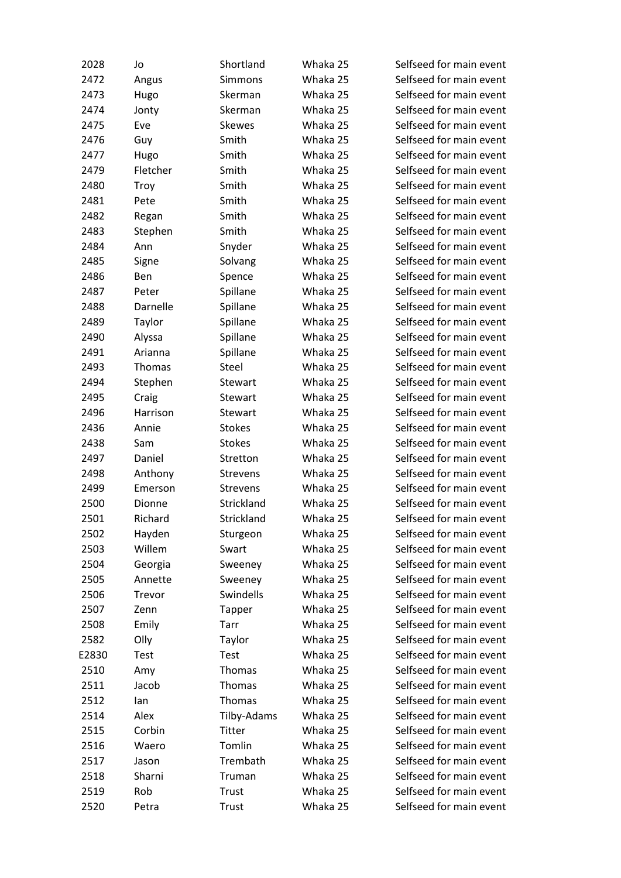| | | | | |
|---|---|---|---|---|
| 2028 | Jo | Shortland | Whaka 25 | Selfseed for main event |
| 2472 | Angus | Simmons | Whaka 25 | Selfseed for main event |
| 2473 | Hugo | Skerman | Whaka 25 | Selfseed for main event |
| 2474 | Jonty | Skerman | Whaka 25 | Selfseed for main event |
| 2475 | Eve | Skewes | Whaka 25 | Selfseed for main event |
| 2476 | Guy | Smith | Whaka 25 | Selfseed for main event |
| 2477 | Hugo | Smith | Whaka 25 | Selfseed for main event |
| 2479 | Fletcher | Smith | Whaka 25 | Selfseed for main event |
| 2480 | Troy | Smith | Whaka 25 | Selfseed for main event |
| 2481 | Pete | Smith | Whaka 25 | Selfseed for main event |
| 2482 | Regan | Smith | Whaka 25 | Selfseed for main event |
| 2483 | Stephen | Smith | Whaka 25 | Selfseed for main event |
| 2484 | Ann | Snyder | Whaka 25 | Selfseed for main event |
| 2485 | Signe | Solvang | Whaka 25 | Selfseed for main event |
| 2486 | Ben | Spence | Whaka 25 | Selfseed for main event |
| 2487 | Peter | Spillane | Whaka 25 | Selfseed for main event |
| 2488 | Darnelle | Spillane | Whaka 25 | Selfseed for main event |
| 2489 | Taylor | Spillane | Whaka 25 | Selfseed for main event |
| 2490 | Alyssa | Spillane | Whaka 25 | Selfseed for main event |
| 2491 | Arianna | Spillane | Whaka 25 | Selfseed for main event |
| 2493 | Thomas | Steel | Whaka 25 | Selfseed for main event |
| 2494 | Stephen | Stewart | Whaka 25 | Selfseed for main event |
| 2495 | Craig | Stewart | Whaka 25 | Selfseed for main event |
| 2496 | Harrison | Stewart | Whaka 25 | Selfseed for main event |
| 2436 | Annie | Stokes | Whaka 25 | Selfseed for main event |
| 2438 | Sam | Stokes | Whaka 25 | Selfseed for main event |
| 2497 | Daniel | Stretton | Whaka 25 | Selfseed for main event |
| 2498 | Anthony | Strevens | Whaka 25 | Selfseed for main event |
| 2499 | Emerson | Strevens | Whaka 25 | Selfseed for main event |
| 2500 | Dionne | Strickland | Whaka 25 | Selfseed for main event |
| 2501 | Richard | Strickland | Whaka 25 | Selfseed for main event |
| 2502 | Hayden | Sturgeon | Whaka 25 | Selfseed for main event |
| 2503 | Willem | Swart | Whaka 25 | Selfseed for main event |
| 2504 | Georgia | Sweeney | Whaka 25 | Selfseed for main event |
| 2505 | Annette | Sweeney | Whaka 25 | Selfseed for main event |
| 2506 | Trevor | Swindells | Whaka 25 | Selfseed for main event |
| 2507 | Zenn | Tapper | Whaka 25 | Selfseed for main event |
| 2508 | Emily | Tarr | Whaka 25 | Selfseed for main event |
| 2582 | Olly | Taylor | Whaka 25 | Selfseed for main event |
| E2830 | Test | Test | Whaka 25 | Selfseed for main event |
| 2510 | Amy | Thomas | Whaka 25 | Selfseed for main event |
| 2511 | Jacob | Thomas | Whaka 25 | Selfseed for main event |
| 2512 | Ian | Thomas | Whaka 25 | Selfseed for main event |
| 2514 | Alex | Tilby-Adams | Whaka 25 | Selfseed for main event |
| 2515 | Corbin | Titter | Whaka 25 | Selfseed for main event |
| 2516 | Waero | Tomlin | Whaka 25 | Selfseed for main event |
| 2517 | Jason | Trembath | Whaka 25 | Selfseed for main event |
| 2518 | Sharni | Truman | Whaka 25 | Selfseed for main event |
| 2519 | Rob | Trust | Whaka 25 | Selfseed for main event |
| 2520 | Petra | Trust | Whaka 25 | Selfseed for main event |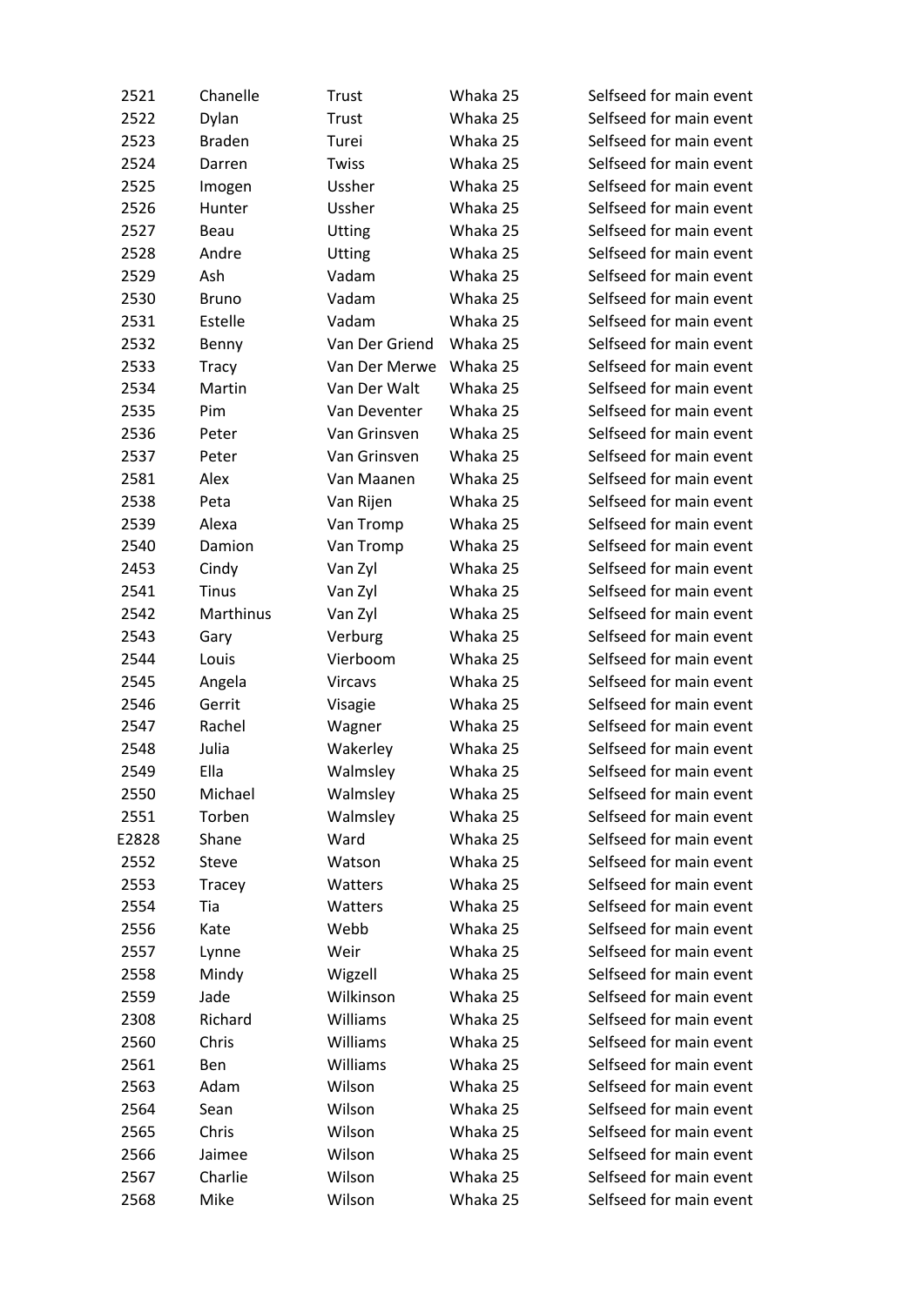| | | | | |
|---|---|---|---|---|
| 2521 | Chanelle | Trust | Whaka 25 | Selfseed for main event |
| 2522 | Dylan | Trust | Whaka 25 | Selfseed for main event |
| 2523 | Braden | Turei | Whaka 25 | Selfseed for main event |
| 2524 | Darren | Twiss | Whaka 25 | Selfseed for main event |
| 2525 | Imogen | Ussher | Whaka 25 | Selfseed for main event |
| 2526 | Hunter | Ussher | Whaka 25 | Selfseed for main event |
| 2527 | Beau | Utting | Whaka 25 | Selfseed for main event |
| 2528 | Andre | Utting | Whaka 25 | Selfseed for main event |
| 2529 | Ash | Vadam | Whaka 25 | Selfseed for main event |
| 2530 | Bruno | Vadam | Whaka 25 | Selfseed for main event |
| 2531 | Estelle | Vadam | Whaka 25 | Selfseed for main event |
| 2532 | Benny | Van Der Griend | Whaka 25 | Selfseed for main event |
| 2533 | Tracy | Van Der Merwe | Whaka 25 | Selfseed for main event |
| 2534 | Martin | Van Der Walt | Whaka 25 | Selfseed for main event |
| 2535 | Pim | Van Deventer | Whaka 25 | Selfseed for main event |
| 2536 | Peter | Van Grinsven | Whaka 25 | Selfseed for main event |
| 2537 | Peter | Van Grinsven | Whaka 25 | Selfseed for main event |
| 2581 | Alex | Van Maanen | Whaka 25 | Selfseed for main event |
| 2538 | Peta | Van Rijen | Whaka 25 | Selfseed for main event |
| 2539 | Alexa | Van Tromp | Whaka 25 | Selfseed for main event |
| 2540 | Damion | Van Tromp | Whaka 25 | Selfseed for main event |
| 2453 | Cindy | Van Zyl | Whaka 25 | Selfseed for main event |
| 2541 | Tinus | Van Zyl | Whaka 25 | Selfseed for main event |
| 2542 | Marthinus | Van Zyl | Whaka 25 | Selfseed for main event |
| 2543 | Gary | Verburg | Whaka 25 | Selfseed for main event |
| 2544 | Louis | Vierboom | Whaka 25 | Selfseed for main event |
| 2545 | Angela | Vircavs | Whaka 25 | Selfseed for main event |
| 2546 | Gerrit | Visagie | Whaka 25 | Selfseed for main event |
| 2547 | Rachel | Wagner | Whaka 25 | Selfseed for main event |
| 2548 | Julia | Wakerley | Whaka 25 | Selfseed for main event |
| 2549 | Ella | Walmsley | Whaka 25 | Selfseed for main event |
| 2550 | Michael | Walmsley | Whaka 25 | Selfseed for main event |
| 2551 | Torben | Walmsley | Whaka 25 | Selfseed for main event |
| E2828 | Shane | Ward | Whaka 25 | Selfseed for main event |
| 2552 | Steve | Watson | Whaka 25 | Selfseed for main event |
| 2553 | Tracey | Watters | Whaka 25 | Selfseed for main event |
| 2554 | Tia | Watters | Whaka 25 | Selfseed for main event |
| 2556 | Kate | Webb | Whaka 25 | Selfseed for main event |
| 2557 | Lynne | Weir | Whaka 25 | Selfseed for main event |
| 2558 | Mindy | Wigzell | Whaka 25 | Selfseed for main event |
| 2559 | Jade | Wilkinson | Whaka 25 | Selfseed for main event |
| 2308 | Richard | Williams | Whaka 25 | Selfseed for main event |
| 2560 | Chris | Williams | Whaka 25 | Selfseed for main event |
| 2561 | Ben | Williams | Whaka 25 | Selfseed for main event |
| 2563 | Adam | Wilson | Whaka 25 | Selfseed for main event |
| 2564 | Sean | Wilson | Whaka 25 | Selfseed for main event |
| 2565 | Chris | Wilson | Whaka 25 | Selfseed for main event |
| 2566 | Jaimee | Wilson | Whaka 25 | Selfseed for main event |
| 2567 | Charlie | Wilson | Whaka 25 | Selfseed for main event |
| 2568 | Mike | Wilson | Whaka 25 | Selfseed for main event |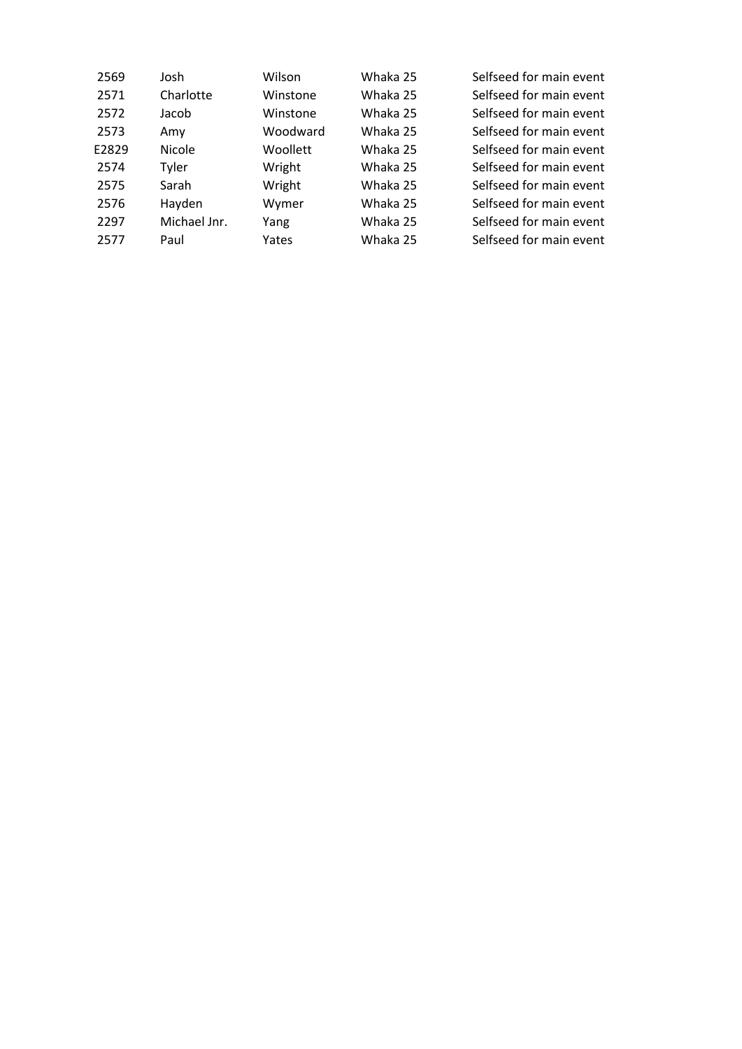| | | | | |
|---|---|---|---|---|
| 2569 | Josh | Wilson | Whaka 25 | Selfseed for main event |
| 2571 | Charlotte | Winstone | Whaka 25 | Selfseed for main event |
| 2572 | Jacob | Winstone | Whaka 25 | Selfseed for main event |
| 2573 | Amy | Woodward | Whaka 25 | Selfseed for main event |
| E2829 | Nicole | Woollett | Whaka 25 | Selfseed for main event |
| 2574 | Tyler | Wright | Whaka 25 | Selfseed for main event |
| 2575 | Sarah | Wright | Whaka 25 | Selfseed for main event |
| 2576 | Hayden | Wymer | Whaka 25 | Selfseed for main event |
| 2297 | Michael Jnr. | Yang | Whaka 25 | Selfseed for main event |
| 2577 | Paul | Yates | Whaka 25 | Selfseed for main event |